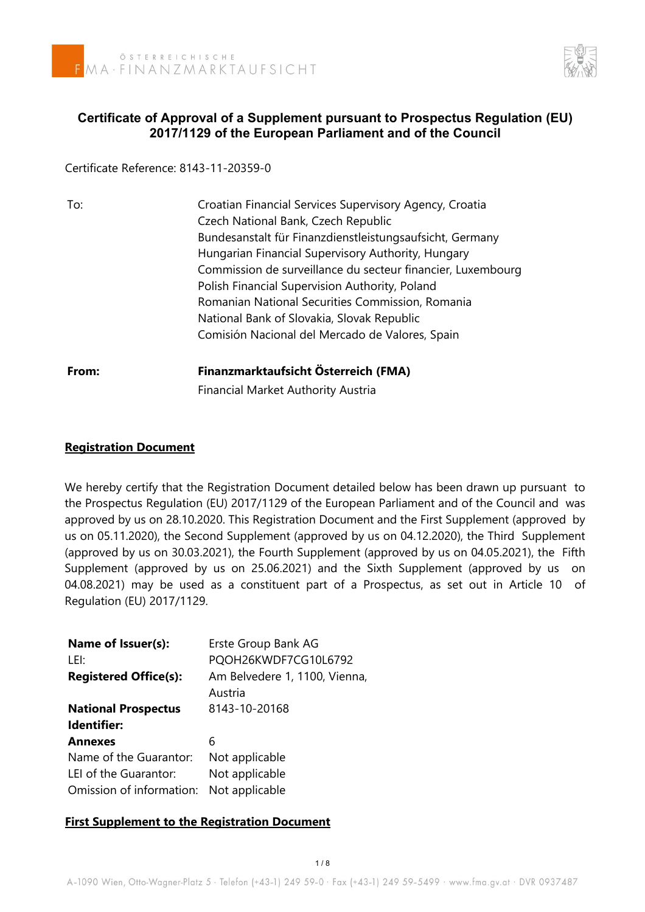# Certificate of Approval of a Supplement pursuant to Prospectus Regulation (EU) 2017/1129 of the European Parliament and of the Council

Certificate Reference: 8143-11-20359-0

| | |
|---|---|
| To: | Croatian Financial Services Supervisory Agency, Croatia<br>Czech National Bank, Czech Republic<br>Bundesanstalt für Finanzdienstleistungsaufsicht, Germany<br>Hungarian Financial Supervisory Authority, Hungary<br>Commission de surveillance du secteur financier, Luxembourg<br>Polish Financial Supervision Authority, Poland<br>Romanian National Securities Commission, Romania<br>National Bank of Slovakia, Slovak Republic<br>Comisión Nacional del Mercado de Valores, Spain |
| **From:** | **Finanzmarktaufsicht Österreich (FMA)**<br>Financial Market Authority Austria |

## Registration Document

We hereby certify that the Registration Document detailed below has been drawn up pursuant to the Prospectus Regulation (EU) 2017/1129 of the European Parliament and of the Council and was approved by us on 28.10.2020. This Registration Document and the First Supplement (approved by us on 05.11.2020), the Second Supplement (approved by us on 04.12.2020), the Third Supplement (approved by us on 30.03.2021), the Fourth Supplement (approved by us on 04.05.2021), the Fifth Supplement (approved by us on 25.06.2021) and the Sixth Supplement (approved by us on 04.08.2021) may be used as a constituent part of a Prospectus, as set out in Article 10 of Regulation (EU) 2017/1129.

| | |
|---|---|
| **Name of Issuer(s):** | Erste Group Bank AG |
| LEI: | PQOH26KWDF7CG10L6792 |
| **Registered Office(s):** | Am Belvedere 1, 1100, Vienna, Austria |
| **National Prospectus Identifier:** | 8143-10-20168 |
| **Annexes** | 6 |
| Name of the Guarantor: | Not applicable |
| LEI of the Guarantor: | Not applicable |
| Omission of information: | Not applicable |

## First Supplement to the Registration Document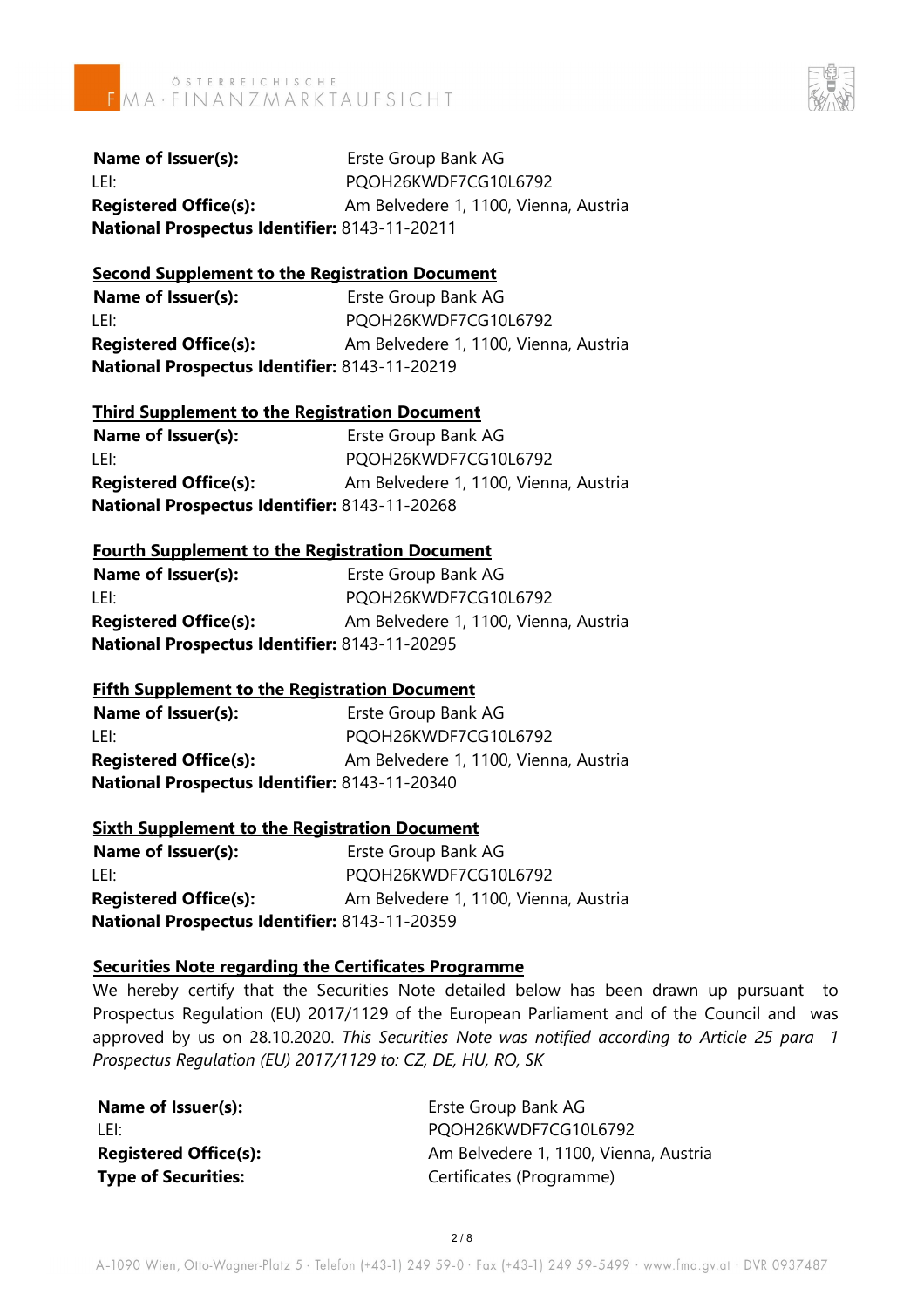**Name of Issuer(s):** Erste Group Bank AG
LEI: PQOH26KWDF7CG10L6792
**Registered Office(s):** Am Belvedere 1, 1100, Vienna, Austria
**National Prospectus Identifier:** 8143-11-20211

**Second Supplement to the Registration Document**

**Name of Issuer(s):** Erste Group Bank AG
LEI: PQOH26KWDF7CG10L6792
**Registered Office(s):** Am Belvedere 1, 1100, Vienna, Austria
**National Prospectus Identifier:** 8143-11-20219

**Third Supplement to the Registration Document**

**Name of Issuer(s):** Erste Group Bank AG
LEI: PQOH26KWDF7CG10L6792
**Registered Office(s):** Am Belvedere 1, 1100, Vienna, Austria
**National Prospectus Identifier:** 8143-11-20268

**Fourth Supplement to the Registration Document**

**Name of Issuer(s):** Erste Group Bank AG
LEI: PQOH26KWDF7CG10L6792
**Registered Office(s):** Am Belvedere 1, 1100, Vienna, Austria
**National Prospectus Identifier:** 8143-11-20295

**Fifth Supplement to the Registration Document**

**Name of Issuer(s):** Erste Group Bank AG
LEI: PQOH26KWDF7CG10L6792
**Registered Office(s):** Am Belvedere 1, 1100, Vienna, Austria
**National Prospectus Identifier:** 8143-11-20340

**Sixth Supplement to the Registration Document**

**Name of Issuer(s):** Erste Group Bank AG
LEI: PQOH26KWDF7CG10L6792
**Registered Office(s):** Am Belvedere 1, 1100, Vienna, Austria
**National Prospectus Identifier:** 8143-11-20359

**Securities Note regarding the Certificates Programme**

We hereby certify that the Securities Note detailed below has been drawn up pursuant to Prospectus Regulation (EU) 2017/1129 of the European Parliament and of the Council and was approved by us on 28.10.2020. *This Securities Note was notified according to Article 25 para 1 Prospectus Regulation (EU) 2017/1129 to: CZ, DE, HU, RO, SK*

**Name of Issuer(s):** Erste Group Bank AG
LEI: PQOH26KWDF7CG10L6792
**Registered Office(s):** Am Belvedere 1, 1100, Vienna, Austria
**Type of Securities:** Certificates (Programme)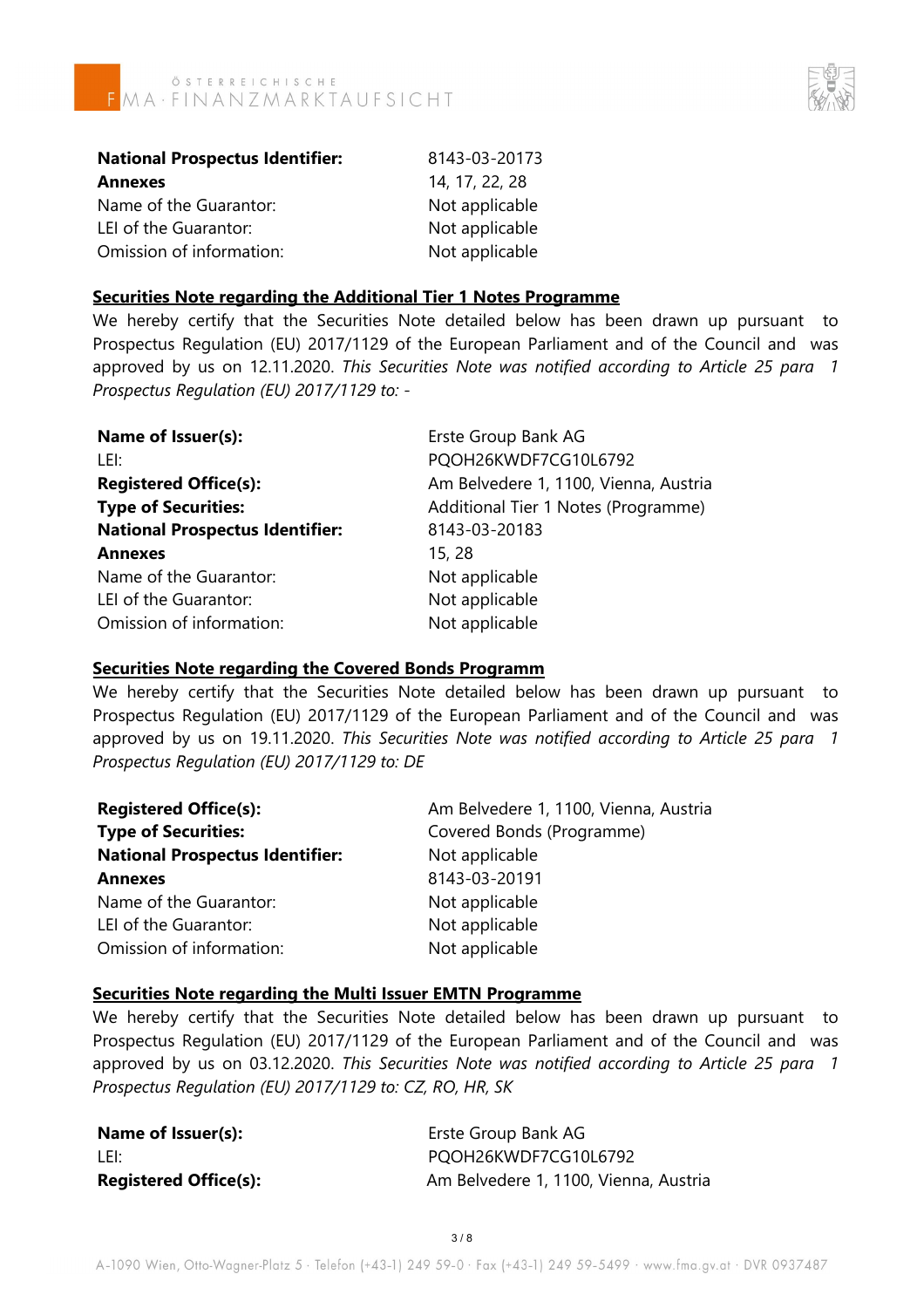| | |
|---|---|
| **National Prospectus Identifier:** | 8143-03-20173 |
| **Annexes** | 14, 17, 22, 28 |
| Name of the Guarantor: | Not applicable |
| LEI of the Guarantor: | Not applicable |
| Omission of information: | Not applicable |

**Securities Note regarding the Additional Tier 1 Notes Programme**

We hereby certify that the Securities Note detailed below has been drawn up pursuant to Prospectus Regulation (EU) 2017/1129 of the European Parliament and of the Council and was approved by us on 12.11.2020. *This Securities Note was notified according to Article 25 para 1 Prospectus Regulation (EU) 2017/1129 to: -*

| | |
|---|---|
| **Name of Issuer(s):** | Erste Group Bank AG |
| LEI: | PQOH26KWDF7CG10L6792 |
| **Registered Office(s):** | Am Belvedere 1, 1100, Vienna, Austria |
| **Type of Securities:** | Additional Tier 1 Notes (Programme) |
| **National Prospectus Identifier:** | 8143-03-20183 |
| **Annexes** | 15, 28 |
| Name of the Guarantor: | Not applicable |
| LEI of the Guarantor: | Not applicable |
| Omission of information: | Not applicable |

**Securities Note regarding the Covered Bonds Programm**

We hereby certify that the Securities Note detailed below has been drawn up pursuant to Prospectus Regulation (EU) 2017/1129 of the European Parliament and of the Council and was approved by us on 19.11.2020. *This Securities Note was notified according to Article 25 para 1 Prospectus Regulation (EU) 2017/1129 to: DE*

| | |
|---|---|
| **Registered Office(s):** | Am Belvedere 1, 1100, Vienna, Austria |
| **Type of Securities:** | Covered Bonds (Programme) |
| **National Prospectus Identifier:** | Not applicable |
| **Annexes** | 8143-03-20191 |
| Name of the Guarantor: | Not applicable |
| LEI of the Guarantor: | Not applicable |
| Omission of information: | Not applicable |

**Securities Note regarding the Multi Issuer EMTN Programme**

We hereby certify that the Securities Note detailed below has been drawn up pursuant to Prospectus Regulation (EU) 2017/1129 of the European Parliament and of the Council and was approved by us on 03.12.2020. *This Securities Note was notified according to Article 25 para 1 Prospectus Regulation (EU) 2017/1129 to: CZ, RO, HR, SK*

| | |
|---|---|
| **Name of Issuer(s):** | Erste Group Bank AG |
| LEI: | PQOH26KWDF7CG10L6792 |
| **Registered Office(s):** | Am Belvedere 1, 1100, Vienna, Austria |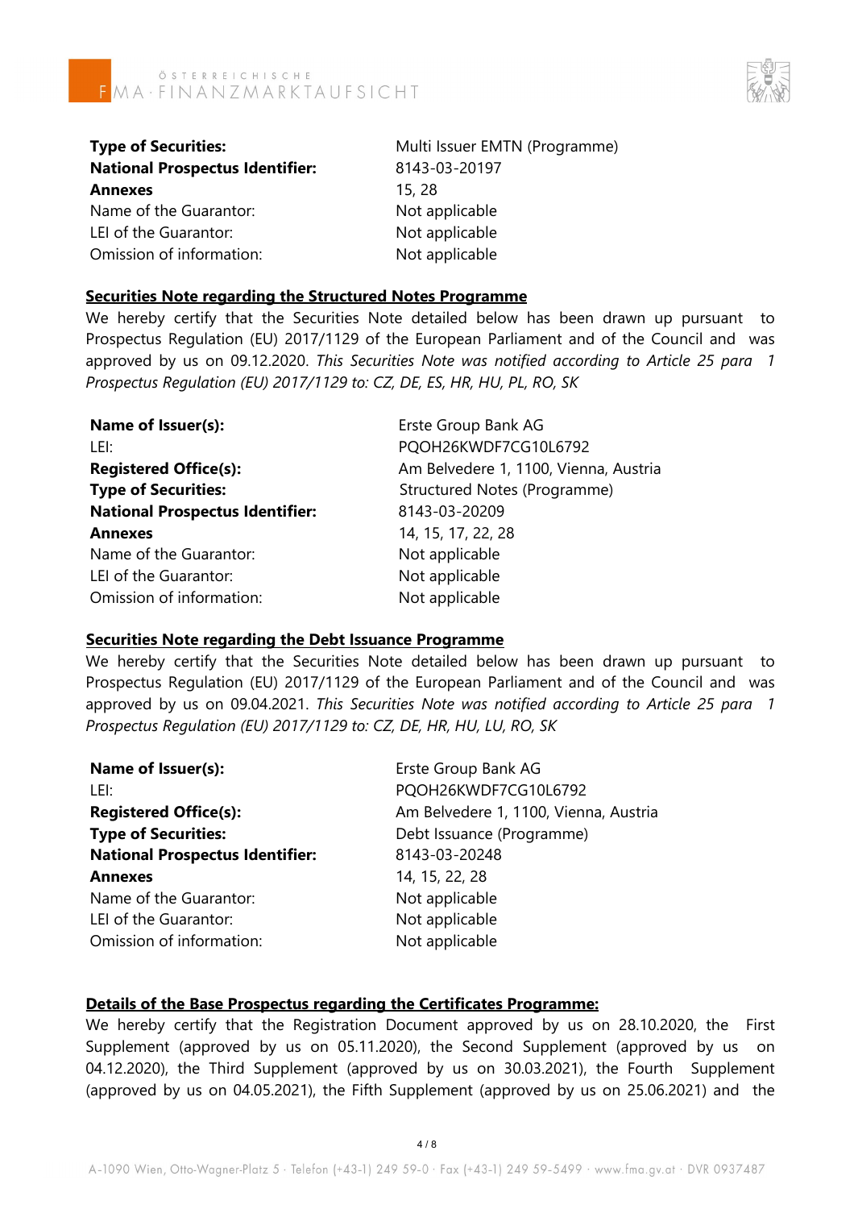| | |
|---|---|
| **Type of Securities:** | Multi Issuer EMTN (Programme) |
| **National Prospectus Identifier:** | 8143-03-20197 |
| **Annexes** | 15, 28 |
| Name of the Guarantor: | Not applicable |
| LEI of the Guarantor: | Not applicable |
| Omission of information: | Not applicable |

**Securities Note regarding the Structured Notes Programme**

We hereby certify that the Securities Note detailed below has been drawn up pursuant to Prospectus Regulation (EU) 2017/1129 of the European Parliament and of the Council and was approved by us on 09.12.2020. *This Securities Note was notified according to Article 25 para 1 Prospectus Regulation (EU) 2017/1129 to: CZ, DE, ES, HR, HU, PL, RO, SK*

| | |
|---|---|
| **Name of Issuer(s):** | Erste Group Bank AG |
| LEI: | PQOH26KWDF7CG10L6792 |
| **Registered Office(s):** | Am Belvedere 1, 1100, Vienna, Austria |
| **Type of Securities:** | Structured Notes (Programme) |
| **National Prospectus Identifier:** | 8143-03-20209 |
| **Annexes** | 14, 15, 17, 22, 28 |
| Name of the Guarantor: | Not applicable |
| LEI of the Guarantor: | Not applicable |
| Omission of information: | Not applicable |

**Securities Note regarding the Debt Issuance Programme**

We hereby certify that the Securities Note detailed below has been drawn up pursuant to Prospectus Regulation (EU) 2017/1129 of the European Parliament and of the Council and was approved by us on 09.04.2021. *This Securities Note was notified according to Article 25 para 1 Prospectus Regulation (EU) 2017/1129 to: CZ, DE, HR, HU, LU, RO, SK*

| | |
|---|---|
| **Name of Issuer(s):** | Erste Group Bank AG |
| LEI: | PQOH26KWDF7CG10L6792 |
| **Registered Office(s):** | Am Belvedere 1, 1100, Vienna, Austria |
| **Type of Securities:** | Debt Issuance (Programme) |
| **National Prospectus Identifier:** | 8143-03-20248 |
| **Annexes** | 14, 15, 22, 28 |
| Name of the Guarantor: | Not applicable |
| LEI of the Guarantor: | Not applicable |
| Omission of information: | Not applicable |

**Details of the Base Prospectus regarding the Certificates Programme:**

We hereby certify that the Registration Document approved by us on 28.10.2020, the First Supplement (approved by us on 05.11.2020), the Second Supplement (approved by us on 04.12.2020), the Third Supplement (approved by us on 30.03.2021), the Fourth Supplement (approved by us on 04.05.2021), the Fifth Supplement (approved by us on 25.06.2021) and the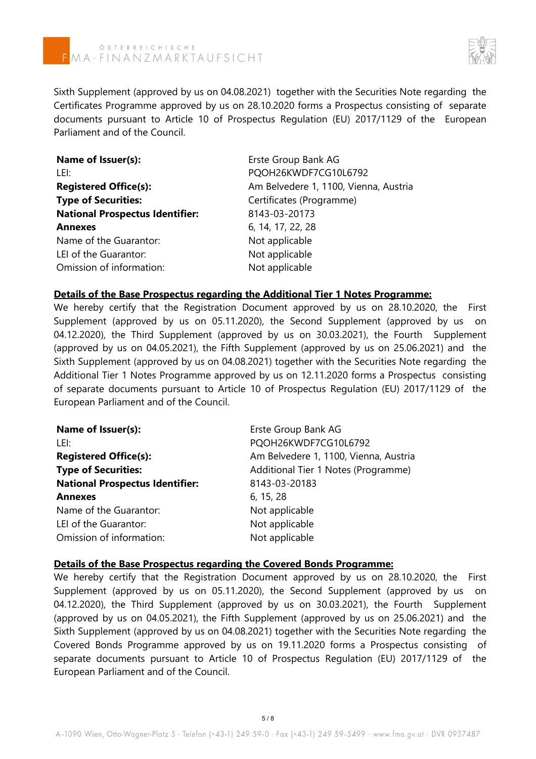Sixth Supplement (approved by us on 04.08.2021) together with the Securities Note regarding the Certificates Programme approved by us on 28.10.2020 forms a Prospectus consisting of separate documents pursuant to Article 10 of Prospectus Regulation (EU) 2017/1129 of the European Parliament and of the Council.

| | |
|---|---|
| **Name of Issuer(s):** | Erste Group Bank AG |
| LEI: | PQOH26KWDF7CG10L6792 |
| **Registered Office(s):** | Am Belvedere 1, 1100, Vienna, Austria |
| **Type of Securities:** | Certificates (Programme) |
| **National Prospectus Identifier:** | 8143-03-20173 |
| **Annexes** | 6, 14, 17, 22, 28 |
| Name of the Guarantor: | Not applicable |
| LEI of the Guarantor: | Not applicable |
| Omission of information: | Not applicable |

**Details of the Base Prospectus regarding the Additional Tier 1 Notes Programme:**

We hereby certify that the Registration Document approved by us on 28.10.2020, the First Supplement (approved by us on 05.11.2020), the Second Supplement (approved by us on 04.12.2020), the Third Supplement (approved by us on 30.03.2021), the Fourth Supplement (approved by us on 04.05.2021), the Fifth Supplement (approved by us on 25.06.2021) and the Sixth Supplement (approved by us on 04.08.2021) together with the Securities Note regarding the Additional Tier 1 Notes Programme approved by us on 12.11.2020 forms a Prospectus consisting of separate documents pursuant to Article 10 of Prospectus Regulation (EU) 2017/1129 of the European Parliament and of the Council.

| | |
|---|---|
| **Name of Issuer(s):** | Erste Group Bank AG |
| LEI: | PQOH26KWDF7CG10L6792 |
| **Registered Office(s):** | Am Belvedere 1, 1100, Vienna, Austria |
| **Type of Securities:** | Additional Tier 1 Notes (Programme) |
| **National Prospectus Identifier:** | 8143-03-20183 |
| **Annexes** | 6, 15, 28 |
| Name of the Guarantor: | Not applicable |
| LEI of the Guarantor: | Not applicable |
| Omission of information: | Not applicable |

**Details of the Base Prospectus regarding the Covered Bonds Programme:**

We hereby certify that the Registration Document approved by us on 28.10.2020, the First Supplement (approved by us on 05.11.2020), the Second Supplement (approved by us on 04.12.2020), the Third Supplement (approved by us on 30.03.2021), the Fourth Supplement (approved by us on 04.05.2021), the Fifth Supplement (approved by us on 25.06.2021) and the Sixth Supplement (approved by us on 04.08.2021) together with the Securities Note regarding the Covered Bonds Programme approved by us on 19.11.2020 forms a Prospectus consisting of separate documents pursuant to Article 10 of Prospectus Regulation (EU) 2017/1129 of the European Parliament and of the Council.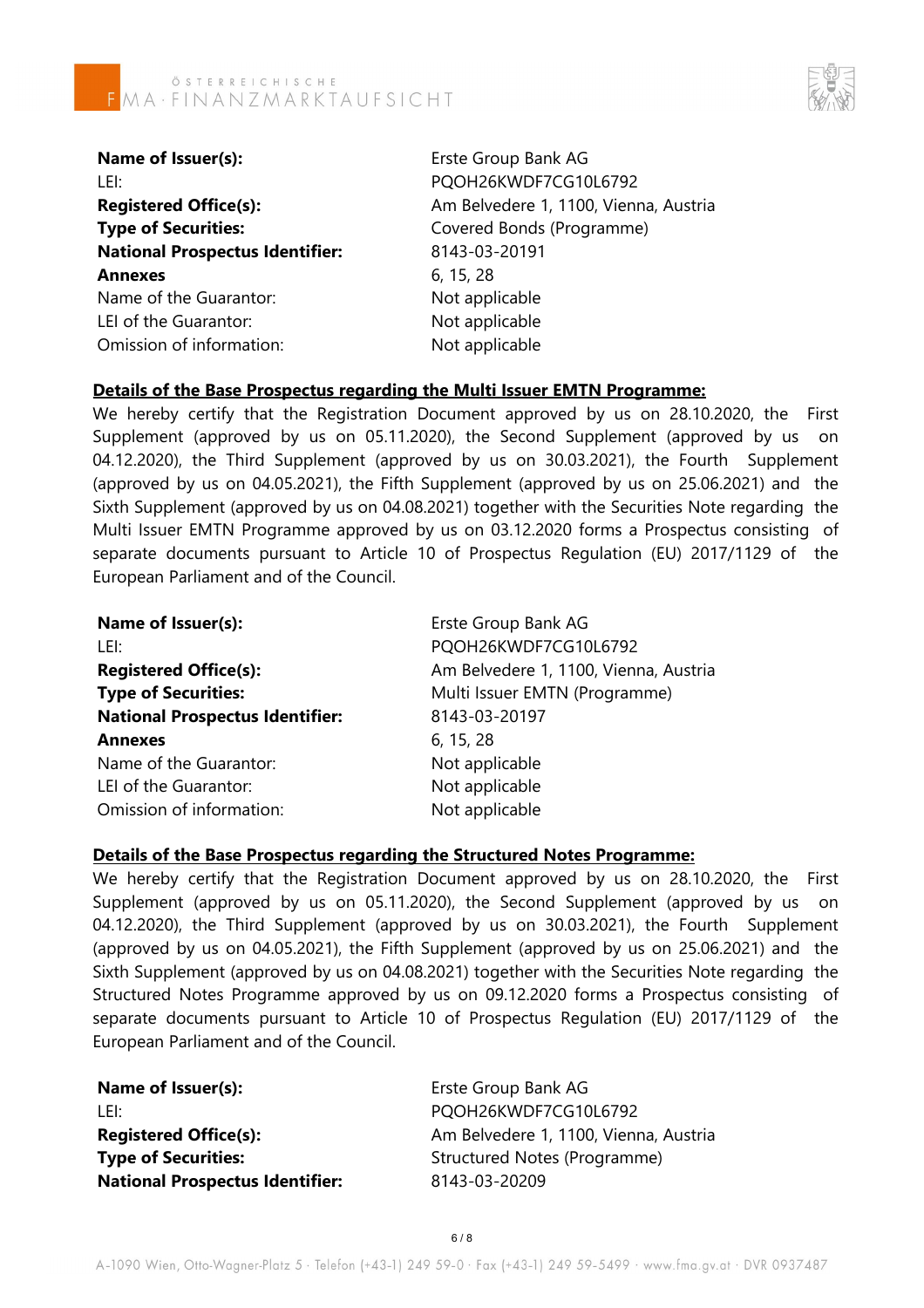| | |
|---|---|
| **Name of Issuer(s):** | Erste Group Bank AG |
| LEI: | PQOH26KWDF7CG10L6792 |
| **Registered Office(s):** | Am Belvedere 1, 1100, Vienna, Austria |
| **Type of Securities:** | Covered Bonds (Programme) |
| **National Prospectus Identifier:** | 8143-03-20191 |
| **Annexes** | 6, 15, 28 |
| Name of the Guarantor: | Not applicable |
| LEI of the Guarantor: | Not applicable |
| Omission of information: | Not applicable |

**<u>Details of the Base Prospectus regarding the Multi Issuer EMTN Programme:</u>**

We hereby certify that the Registration Document approved by us on 28.10.2020, the First Supplement (approved by us on 05.11.2020), the Second Supplement (approved by us on 04.12.2020), the Third Supplement (approved by us on 30.03.2021), the Fourth Supplement (approved by us on 04.05.2021), the Fifth Supplement (approved by us on 25.06.2021) and the Sixth Supplement (approved by us on 04.08.2021) together with the Securities Note regarding the Multi Issuer EMTN Programme approved by us on 03.12.2020 forms a Prospectus consisting of separate documents pursuant to Article 10 of Prospectus Regulation (EU) 2017/1129 of the European Parliament and of the Council.

| | |
|---|---|
| **Name of Issuer(s):** | Erste Group Bank AG |
| LEI: | PQOH26KWDF7CG10L6792 |
| **Registered Office(s):** | Am Belvedere 1, 1100, Vienna, Austria |
| **Type of Securities:** | Multi Issuer EMTN (Programme) |
| **National Prospectus Identifier:** | 8143-03-20197 |
| **Annexes** | 6, 15, 28 |
| Name of the Guarantor: | Not applicable |
| LEI of the Guarantor: | Not applicable |
| Omission of information: | Not applicable |

**<u>Details of the Base Prospectus regarding the Structured Notes Programme:</u>**

We hereby certify that the Registration Document approved by us on 28.10.2020, the First Supplement (approved by us on 05.11.2020), the Second Supplement (approved by us on 04.12.2020), the Third Supplement (approved by us on 30.03.2021), the Fourth Supplement (approved by us on 04.05.2021), the Fifth Supplement (approved by us on 25.06.2021) and the Sixth Supplement (approved by us on 04.08.2021) together with the Securities Note regarding the Structured Notes Programme approved by us on 09.12.2020 forms a Prospectus consisting of separate documents pursuant to Article 10 of Prospectus Regulation (EU) 2017/1129 of the European Parliament and of the Council.

| | |
|---|---|
| **Name of Issuer(s):** | Erste Group Bank AG |
| LEI: | PQOH26KWDF7CG10L6792 |
| **Registered Office(s):** | Am Belvedere 1, 1100, Vienna, Austria |
| **Type of Securities:** | Structured Notes (Programme) |
| **National Prospectus Identifier:** | 8143-03-20209 |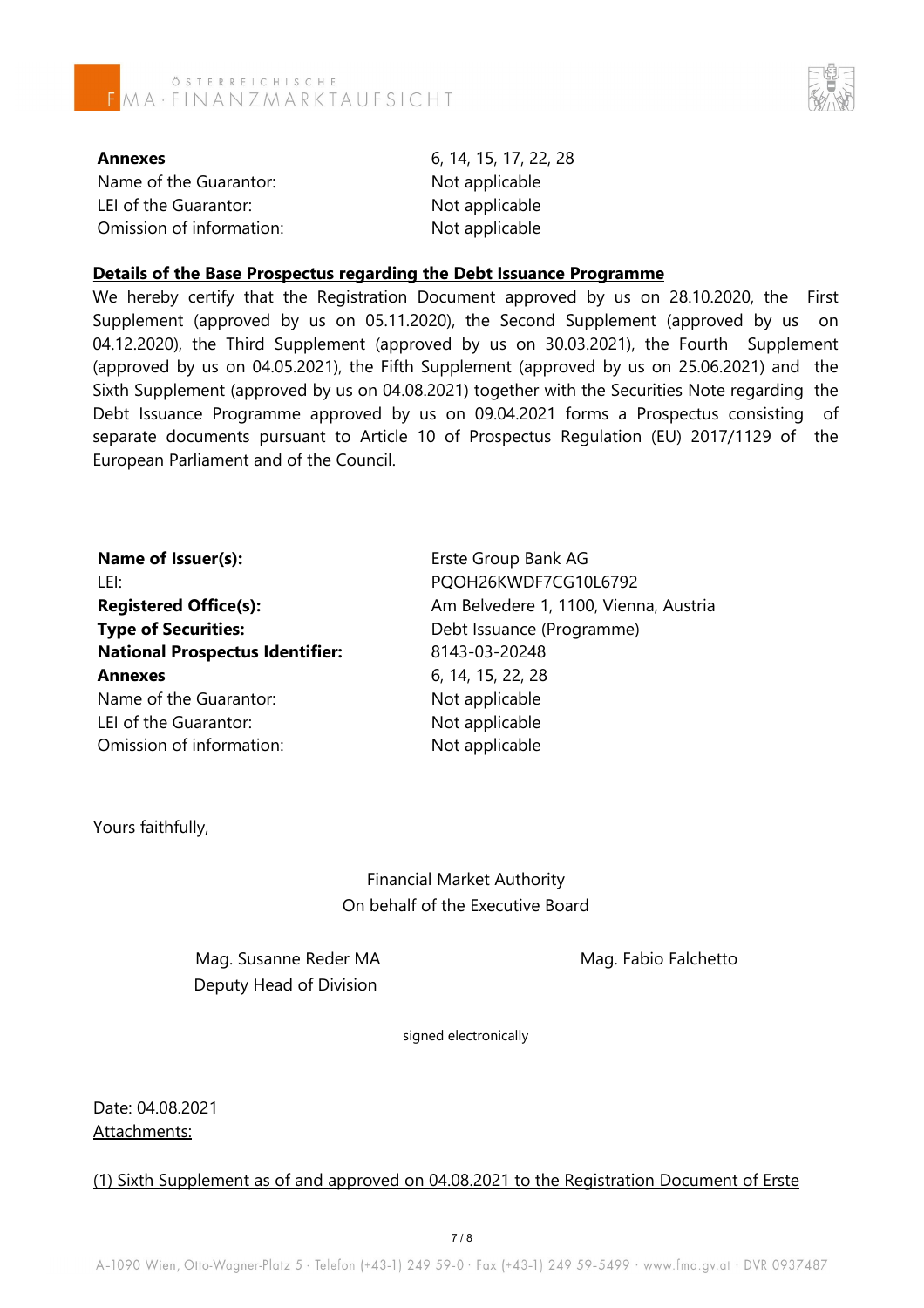| | |
|---|---|
| **Annexes** | 6, 14, 15, 17, 22, 28 |
| Name of the Guarantor: | Not applicable |
| LEI of the Guarantor: | Not applicable |
| Omission of information: | Not applicable |

**Details of the Base Prospectus regarding the Debt Issuance Programme**

We hereby certify that the Registration Document approved by us on 28.10.2020, the First Supplement (approved by us on 05.11.2020), the Second Supplement (approved by us on 04.12.2020), the Third Supplement (approved by us on 30.03.2021), the Fourth Supplement (approved by us on 04.05.2021), the Fifth Supplement (approved by us on 25.06.2021) and the Sixth Supplement (approved by us on 04.08.2021) together with the Securities Note regarding the Debt Issuance Programme approved by us on 09.04.2021 forms a Prospectus consisting of separate documents pursuant to Article 10 of Prospectus Regulation (EU) 2017/1129 of the European Parliament and of the Council.

| | |
|---|---|
| **Name of Issuer(s):** | Erste Group Bank AG |
| LEI: | PQOH26KWDF7CG10L6792 |
| **Registered Office(s):** | Am Belvedere 1, 1100, Vienna, Austria |
| **Type of Securities:** | Debt Issuance (Programme) |
| **National Prospectus Identifier:** | 8143-03-20248 |
| **Annexes** | 6, 14, 15, 22, 28 |
| Name of the Guarantor: | Not applicable |
| LEI of the Guarantor: | Not applicable |
| Omission of information: | Not applicable |

Yours faithfully,

Financial Market Authority
On behalf of the Executive Board

Mag. Susanne Reder MA
Deputy Head of Division

Mag. Fabio Falchetto

signed electronically

Date: 04.08.2021

Attachments:

(1) Sixth Supplement as of and approved on 04.08.2021 to the Registration Document of Erste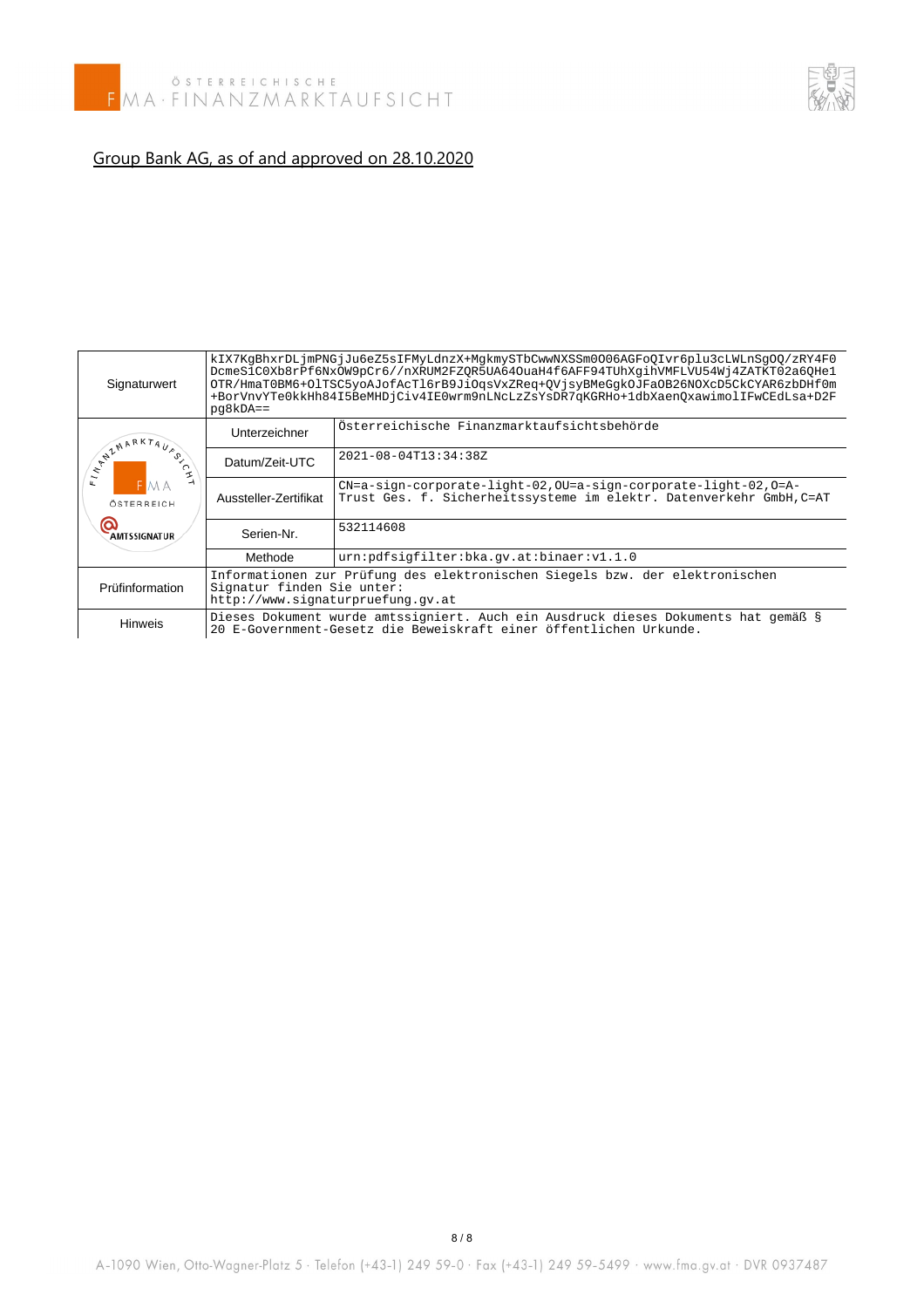Group Bank AG, as of and approved on 28.10.2020

| | | |
|---|---|---|
| Signaturwert | kIX7KgBhxrDLjmPNGjJu6eZ5sIFMyLdnzX+MgkmySTbCwwNXSSm0O06AGFoQIvr6plu3cLWLnSgOQ/zRY4F0DcmeS1C0Xb8rPf6NxOW9pCr6//nXRUM2FZQR5UA64OuaH4f6AFF94TUhXgihVMFLVU54Wj4ZATKT02a6QHe1OTR/HmaT0BM6+OlTSC5yoAJofAcTl6rB9Ji0qsVxZReq+QVjsyBMeGgkOJFaOB26NOXcD5CkCYAR6zbDHf0m+BorVnvYTe0kkHh84I5BeMHDjCiv4IE0wrm9nLNcLzZsYsDR7qKGRHo+1dbXaenQxawimolIFwCEdLsa+D2Fpg8kDA== | |
| | Unterzeichner | Österreichische Finanzmarktaufsichtsbehörde |
| | Datum/Zeit-UTC | 2021-08-04T13:34:38Z |
| | Aussteller-Zertifikat | CN=a-sign-corporate-light-02,OU=a-sign-corporate-light-02,O=A-Trust Ges. f. Sicherheitssysteme im elektr. Datenverkehr GmbH,C=AT |
| | Serien-Nr. | 532114608 |
| | Methode | urn:pdfsigfilter:bka.gv.at:binaer:v1.1.0 |
| Prüfinformation | Informationen zur Prüfung des elektronischen Siegels bzw. der elektronischen Signatur finden Sie unter: http://www.signaturpruefung.gv.at | |
| Hinweis | Dieses Dokument wurde amtssigniert. Auch ein Ausdruck dieses Dokuments hat gemäß § 20 E-Government-Gesetz die Beweiskraft einer öffentlichen Urkunde. | |